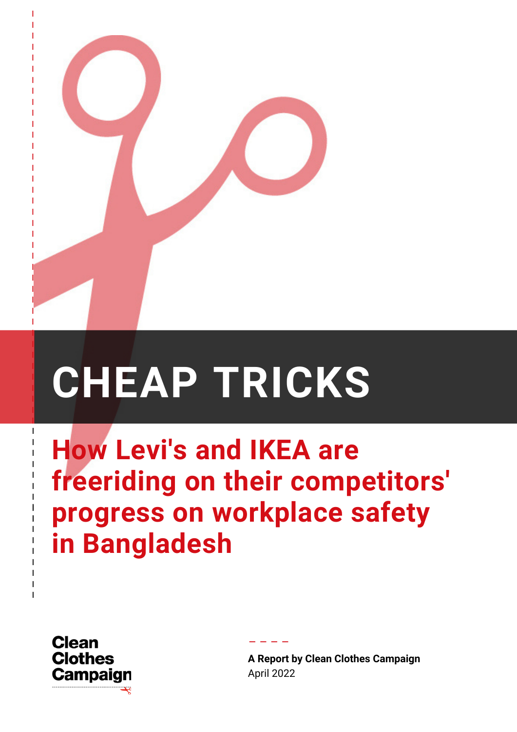# CHEAP TRICKS

## How Levi's and IKEA are freeriding on their competitors' progress on workplace safety in Bangladesh

Clean Clothes Campaign

**A Report by Clean Clothes Campaign**
April 2022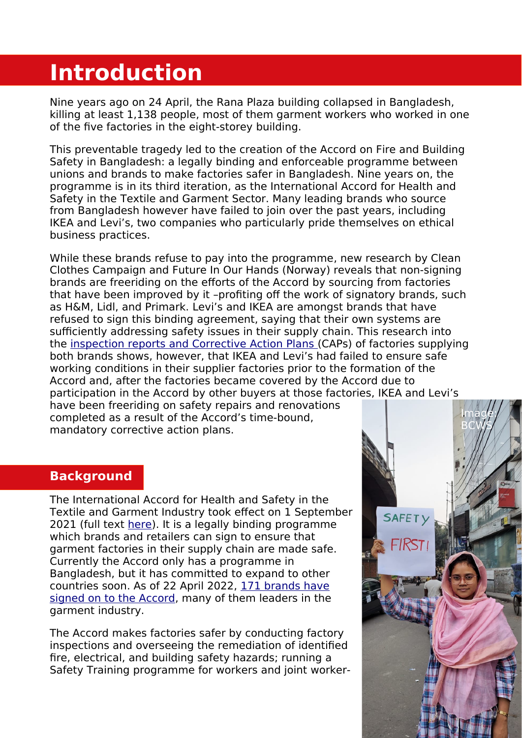# Introduction

Nine years ago on 24 April, the Rana Plaza building collapsed in Bangladesh, killing at least 1,138 people, most of them garment workers who worked in one of the five factories in the eight-storey building.

This preventable tragedy led to the creation of the Accord on Fire and Building Safety in Bangladesh: a legally binding and enforceable programme between unions and brands to make factories safer in Bangladesh. Nine years on, the programme is in its third iteration, as the International Accord for Health and Safety in the Textile and Garment Sector. Many leading brands who source from Bangladesh however have failed to join over the past years, including IKEA and Levi's, two companies who particularly pride themselves on ethical business practices.

While these brands refuse to pay into the programme, new research by Clean Clothes Campaign and Future In Our Hands (Norway) reveals that non-signing brands are freeriding on the efforts of the Accord by sourcing from factories that have been improved by it –profiting off the work of signatory brands, such as H&M, Lidl, and Primark. Levi's and IKEA are amongst brands that have refused to sign this binding agreement, saying that their own systems are sufficiently addressing safety issues in their supply chain. This research into the [inspection reports and Corrective Action Plans](#) (CAPs) of factories supplying both brands shows, however, that IKEA and Levi's had failed to ensure safe working conditions in their supplier factories prior to the formation of the Accord and, after the factories became covered by the Accord due to participation in the Accord by other buyers at those factories, IKEA and Levi's have been freeriding on safety repairs and renovations completed as a result of the Accord's time-bound, mandatory corrective action plans.

Image: BCWS

## Background

The International Accord for Health and Safety in the Textile and Garment Industry took effect on 1 September 2021 (full text [here](#)). It is a legally binding programme which brands and retailers can sign to ensure that garment factories in their supply chain are made safe. Currently the Accord only has a programme in Bangladesh, but it has committed to expand to other countries soon. As of 22 April 2022, [171 brands have signed on to the Accord](#), many of them leaders in the garment industry.

The Accord makes factories safer by conducting factory inspections and overseeing the remediation of identified fire, electrical, and building safety hazards; running a Safety Training programme for workers and joint worker-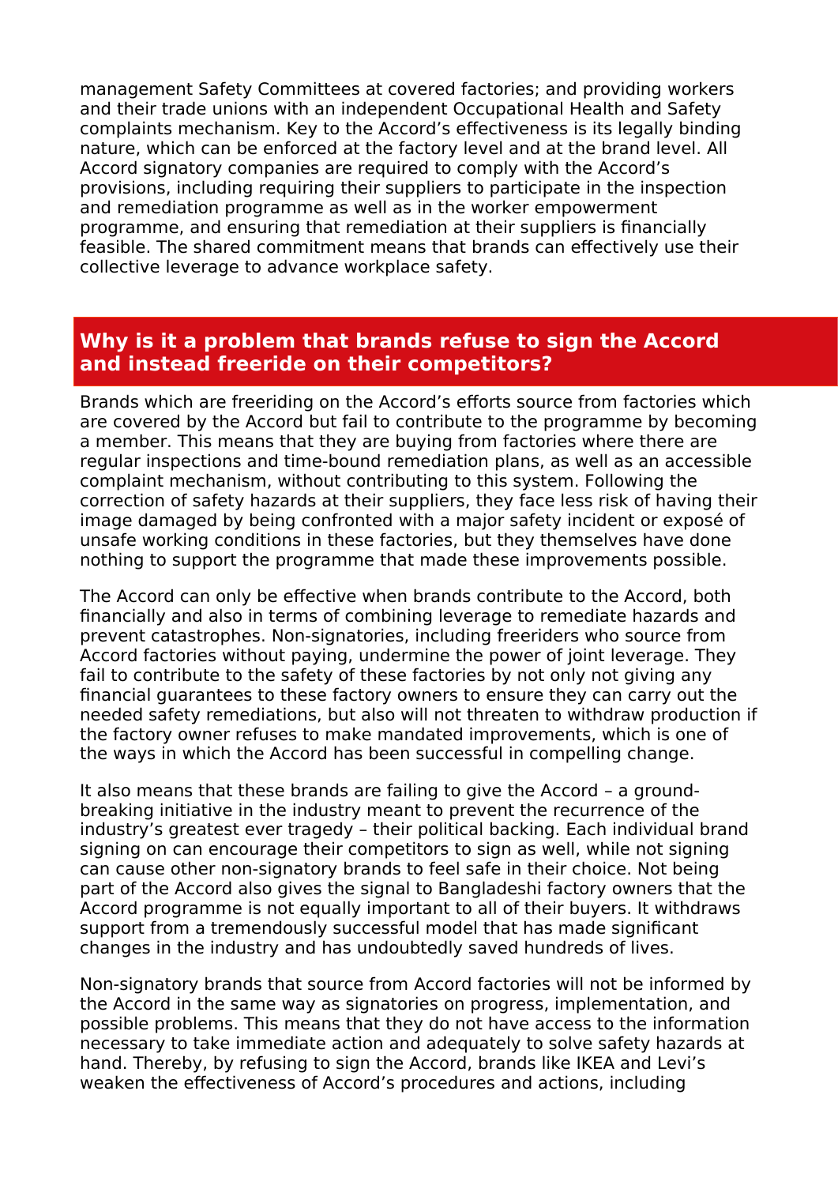management Safety Committees at covered factories; and providing workers and their trade unions with an independent Occupational Health and Safety complaints mechanism. Key to the Accord's effectiveness is its legally binding nature, which can be enforced at the factory level and at the brand level. All Accord signatory companies are required to comply with the Accord's provisions, including requiring their suppliers to participate in the inspection and remediation programme as well as in the worker empowerment programme, and ensuring that remediation at their suppliers is financially feasible. The shared commitment means that brands can effectively use their collective leverage to advance workplace safety.

## Why is it a problem that brands refuse to sign the Accord and instead freeride on their competitors?

Brands which are freeriding on the Accord's efforts source from factories which are covered by the Accord but fail to contribute to the programme by becoming a member. This means that they are buying from factories where there are regular inspections and time-bound remediation plans, as well as an accessible complaint mechanism, without contributing to this system. Following the correction of safety hazards at their suppliers, they face less risk of having their image damaged by being confronted with a major safety incident or exposé of unsafe working conditions in these factories, but they themselves have done nothing to support the programme that made these improvements possible.

The Accord can only be effective when brands contribute to the Accord, both financially and also in terms of combining leverage to remediate hazards and prevent catastrophes. Non-signatories, including freeriders who source from Accord factories without paying, undermine the power of joint leverage. They fail to contribute to the safety of these factories by not only not giving any financial guarantees to these factory owners to ensure they can carry out the needed safety remediations, but also will not threaten to withdraw production if the factory owner refuses to make mandated improvements, which is one of the ways in which the Accord has been successful in compelling change.

It also means that these brands are failing to give the Accord – a ground-breaking initiative in the industry meant to prevent the recurrence of the industry's greatest ever tragedy – their political backing. Each individual brand signing on can encourage their competitors to sign as well, while not signing can cause other non-signatory brands to feel safe in their choice. Not being part of the Accord also gives the signal to Bangladeshi factory owners that the Accord programme is not equally important to all of their buyers. It withdraws support from a tremendously successful model that has made significant changes in the industry and has undoubtedly saved hundreds of lives.

Non-signatory brands that source from Accord factories will not be informed by the Accord in the same way as signatories on progress, implementation, and possible problems. This means that they do not have access to the information necessary to take immediate action and adequately to solve safety hazards at hand. Thereby, by refusing to sign the Accord, brands like IKEA and Levi's weaken the effectiveness of Accord's procedures and actions, including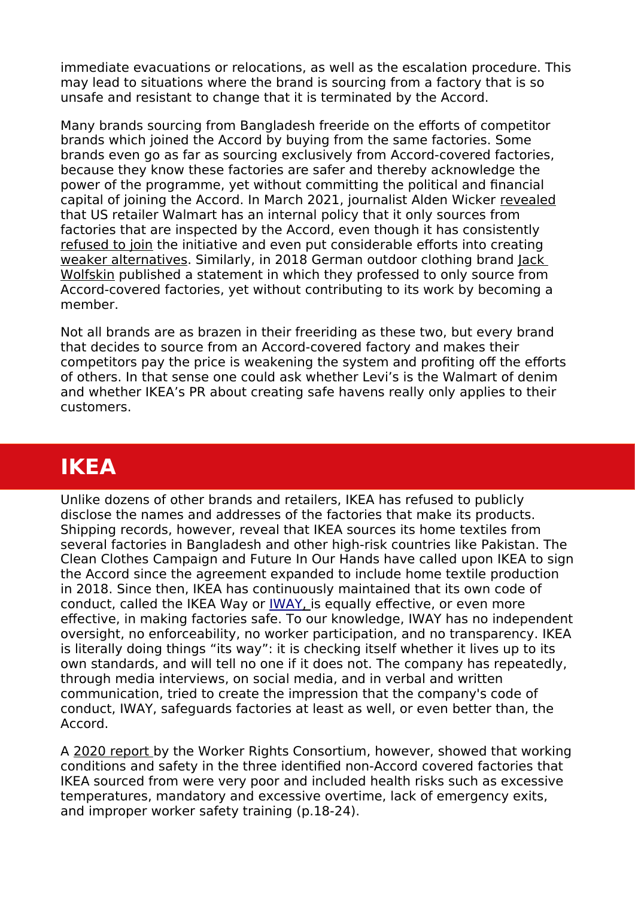immediate evacuations or relocations, as well as the escalation procedure. This may lead to situations where the brand is sourcing from a factory that is so unsafe and resistant to change that it is terminated by the Accord.

Many brands sourcing from Bangladesh freeride on the efforts of competitor brands which joined the Accord by buying from the same factories. Some brands even go as far as sourcing exclusively from Accord-covered factories, because they know these factories are safer and thereby acknowledge the power of the programme, yet without committing the political and financial capital of joining the Accord. In March 2021, journalist Alden Wicker revealed that US retailer Walmart has an internal policy that it only sources from factories that are inspected by the Accord, even though it has consistently refused to join the initiative and even put considerable efforts into creating weaker alternatives. Similarly, in 2018 German outdoor clothing brand Jack Wolfskin published a statement in which they professed to only source from Accord-covered factories, yet without contributing to its work by becoming a member.

Not all brands are as brazen in their freeriding as these two, but every brand that decides to source from an Accord-covered factory and makes their competitors pay the price is weakening the system and profiting off the efforts of others. In that sense one could ask whether Levi's is the Walmart of denim and whether IKEA's PR about creating safe havens really only applies to their customers.

## IKEA

Unlike dozens of other brands and retailers, IKEA has refused to publicly disclose the names and addresses of the factories that make its products. Shipping records, however, reveal that IKEA sources its home textiles from several factories in Bangladesh and other high-risk countries like Pakistan. The Clean Clothes Campaign and Future In Our Hands have called upon IKEA to sign the Accord since the agreement expanded to include home textile production in 2018. Since then, IKEA has continuously maintained that its own code of conduct, called the IKEA Way or IWAY, is equally effective, or even more effective, in making factories safe. To our knowledge, IWAY has no independent oversight, no enforceability, no worker participation, and no transparency. IKEA is literally doing things "its way": it is checking itself whether it lives up to its own standards, and will tell no one if it does not. The company has repeatedly, through media interviews, on social media, and in verbal and written communication, tried to create the impression that the company's code of conduct, IWAY, safeguards factories at least as well, or even better than, the Accord.

A 2020 report by the Worker Rights Consortium, however, showed that working conditions and safety in the three identified non-Accord covered factories that IKEA sourced from were very poor and included health risks such as excessive temperatures, mandatory and excessive overtime, lack of emergency exits, and improper worker safety training (p.18-24).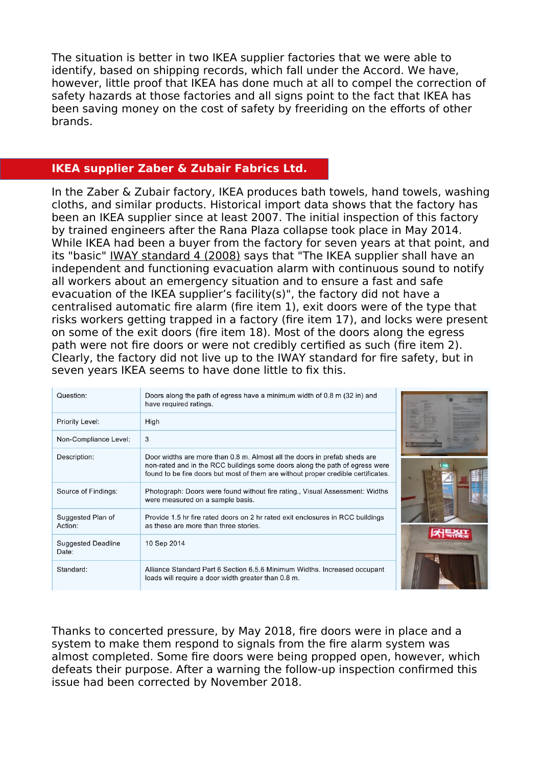The situation is better in two IKEA supplier factories that we were able to identify, based on shipping records, which fall under the Accord. We have, however, little proof that IKEA has done much at all to compel the correction of safety hazards at those factories and all signs point to the fact that IKEA has been saving money on the cost of safety by freeriding on the efforts of other brands.

## IKEA supplier Zaber & Zubair Fabrics Ltd.

In the Zaber & Zubair factory, IKEA produces bath towels, hand towels, washing cloths, and similar products. Historical import data shows that the factory has been an IKEA supplier since at least 2007. The initial inspection of this factory by trained engineers after the Rana Plaza collapse took place in May 2014. While IKEA had been a buyer from the factory for seven years at that point, and its "basic" IWAY standard 4 (2008) says that "The IKEA supplier shall have an independent and functioning evacuation alarm with continuous sound to notify all workers about an emergency situation and to ensure a fast and safe evacuation of the IKEA supplier's facility(s)", the factory did not have a centralised automatic fire alarm (fire item 1), exit doors were of the type that risks workers getting trapped in a factory (fire item 17), and locks were present on some of the exit doors (fire item 18). Most of the doors along the egress path were not fire doors or were not credibly certified as such (fire item 2). Clearly, the factory did not live up to the IWAY standard for fire safety, but in seven years IKEA seems to have done little to fix this.

| | |
|---|---|
| Question: | Doors along the path of egress have a minimum width of 0.8 m (32 in) and have required ratings. |
| Priority Level: | High |
| Non-Compliance Level: | 3 |
| Description: | Door widths are more than 0.8 m. Almost all the doors in prefab sheds are non-rated and in the RCC buildings some doors along the path of egress were found to be fire doors but most of them are without proper credible certificates. |
| Source of Findings: | Photograph: Doors were found without fire rating., Visual Assessment: Widths were measured on a sample basis. |
| Suggested Plan of Action: | Provide 1.5 hr fire rated doors on 2 hr rated exit enclosures in RCC buildings as these are more than three stories. |
| Suggested Deadline Date: | 10 Sep 2014 |
| Standard: | Alliance Standard Part 6 Section 6.5.6 Minimum Widths. Increased occupant loads will require a door width greater than 0.8 m. |

Thanks to concerted pressure, by May 2018, fire doors were in place and a system to make them respond to signals from the fire alarm system was almost completed. Some fire doors were being propped open, however, which defeats their purpose. After a warning the follow-up inspection confirmed this issue had been corrected by November 2018.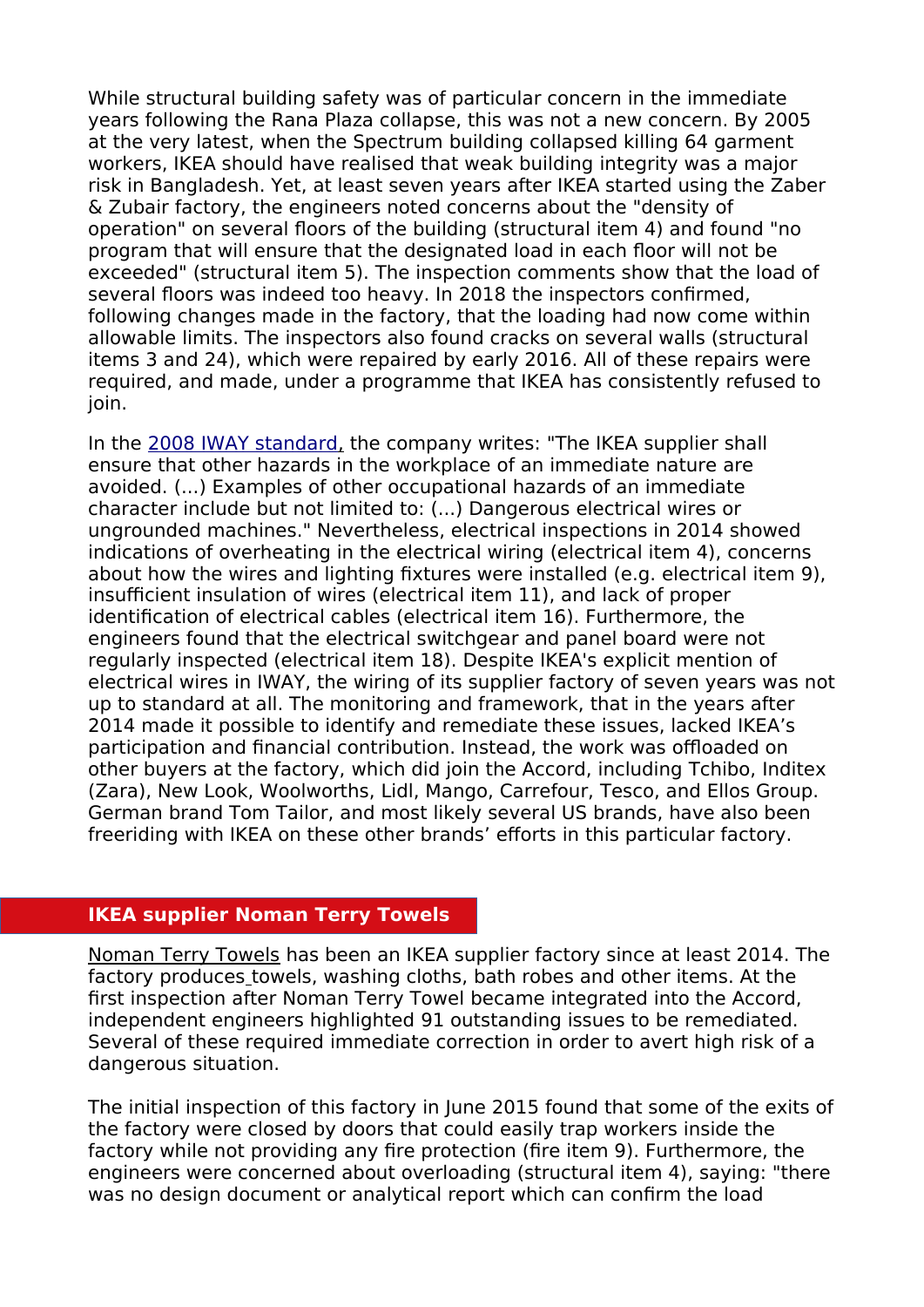While structural building safety was of particular concern in the immediate years following the Rana Plaza collapse, this was not a new concern. By 2005 at the very latest, when the Spectrum building collapsed killing 64 garment workers, IKEA should have realised that weak building integrity was a major risk in Bangladesh. Yet, at least seven years after IKEA started using the Zaber & Zubair factory, the engineers noted concerns about the "density of operation" on several floors of the building (structural item 4) and found "no program that will ensure that the designated load in each floor will not be exceeded" (structural item 5). The inspection comments show that the load of several floors was indeed too heavy. In 2018 the inspectors confirmed, following changes made in the factory, that the loading had now come within allowable limits. The inspectors also found cracks on several walls (structural items 3 and 24), which were repaired by early 2016. All of these repairs were required, and made, under a programme that IKEA has consistently refused to join.

In the 2008 IWAY standard, the company writes: "The IKEA supplier shall ensure that other hazards in the workplace of an immediate nature are avoided. (...) Examples of other occupational hazards of an immediate character include but not limited to: (...) Dangerous electrical wires or ungrounded machines." Nevertheless, electrical inspections in 2014 showed indications of overheating in the electrical wiring (electrical item 4), concerns about how the wires and lighting fixtures were installed (e.g. electrical item 9), insufficient insulation of wires (electrical item 11), and lack of proper identification of electrical cables (electrical item 16). Furthermore, the engineers found that the electrical switchgear and panel board were not regularly inspected (electrical item 18). Despite IKEA's explicit mention of electrical wires in IWAY, the wiring of its supplier factory of seven years was not up to standard at all. The monitoring and framework, that in the years after 2014 made it possible to identify and remediate these issues, lacked IKEA's participation and financial contribution. Instead, the work was offloaded on other buyers at the factory, which did join the Accord, including Tchibo, Inditex (Zara), New Look, Woolworths, Lidl, Mango, Carrefour, Tesco, and Ellos Group. German brand Tom Tailor, and most likely several US brands, have also been freeriding with IKEA on these other brands' efforts in this particular factory.

## IKEA supplier Noman Terry Towels

Noman Terry Towels has been an IKEA supplier factory since at least 2014. The factory produces towels, washing cloths, bath robes and other items. At the first inspection after Noman Terry Towel became integrated into the Accord, independent engineers highlighted 91 outstanding issues to be remediated. Several of these required immediate correction in order to avert high risk of a dangerous situation.

The initial inspection of this factory in June 2015 found that some of the exits of the factory were closed by doors that could easily trap workers inside the factory while not providing any fire protection (fire item 9). Furthermore, the engineers were concerned about overloading (structural item 4), saying: "there was no design document or analytical report which can confirm the load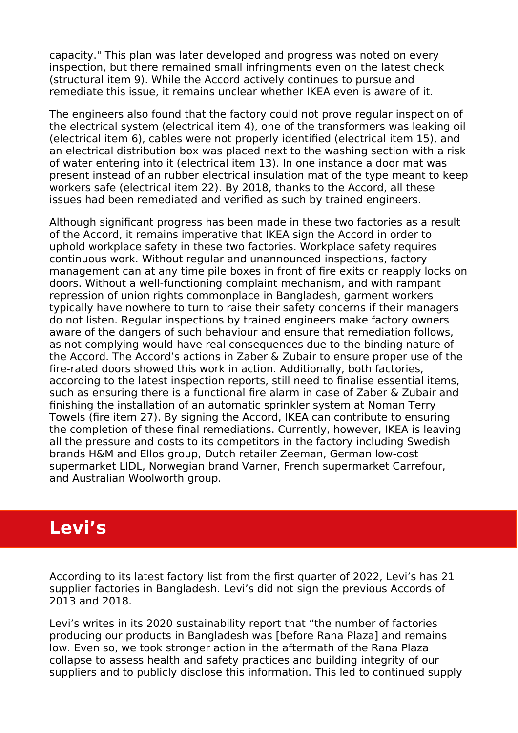capacity." This plan was later developed and progress was noted on every inspection, but there remained small infringments even on the latest check (structural item 9). While the Accord actively continues to pursue and remediate this issue, it remains unclear whether IKEA even is aware of it.

The engineers also found that the factory could not prove regular inspection of the electrical system (electrical item 4), one of the transformers was leaking oil (electrical item 6), cables were not properly identified (electrical item 15), and an electrical distribution box was placed next to the washing section with a risk of water entering into it (electrical item 13). In one instance a door mat was present instead of an rubber electrical insulation mat of the type meant to keep workers safe (electrical item 22). By 2018, thanks to the Accord, all these issues had been remediated and verified as such by trained engineers.

Although significant progress has been made in these two factories as a result of the Accord, it remains imperative that IKEA sign the Accord in order to uphold workplace safety in these two factories. Workplace safety requires continuous work. Without regular and unannounced inspections, factory management can at any time pile boxes in front of fire exits or reapply locks on doors. Without a well-functioning complaint mechanism, and with rampant repression of union rights commonplace in Bangladesh, garment workers typically have nowhere to turn to raise their safety concerns if their managers do not listen. Regular inspections by trained engineers make factory owners aware of the dangers of such behaviour and ensure that remediation follows, as not complying would have real consequences due to the binding nature of the Accord. The Accord's actions in Zaber & Zubair to ensure proper use of the fire-rated doors showed this work in action. Additionally, both factories, according to the latest inspection reports, still need to finalise essential items, such as ensuring there is a functional fire alarm in case of Zaber & Zubair and finishing the installation of an automatic sprinkler system at Noman Terry Towels (fire item 27). By signing the Accord, IKEA can contribute to ensuring the completion of these final remediations. Currently, however, IKEA is leaving all the pressure and costs to its competitors in the factory including Swedish brands H&M and Ellos group, Dutch retailer Zeeman, German low-cost supermarket LIDL, Norwegian brand Varner, French supermarket Carrefour, and Australian Woolworth group.

## Levi's

According to its latest factory list from the first quarter of 2022, Levi's has 21 supplier factories in Bangladesh. Levi's did not sign the previous Accords of 2013 and 2018.

Levi's writes in its 2020 sustainability report that "the number of factories producing our products in Bangladesh was [before Rana Plaza] and remains low. Even so, we took stronger action in the aftermath of the Rana Plaza collapse to assess health and safety practices and building integrity of our suppliers and to publicly disclose this information. This led to continued supply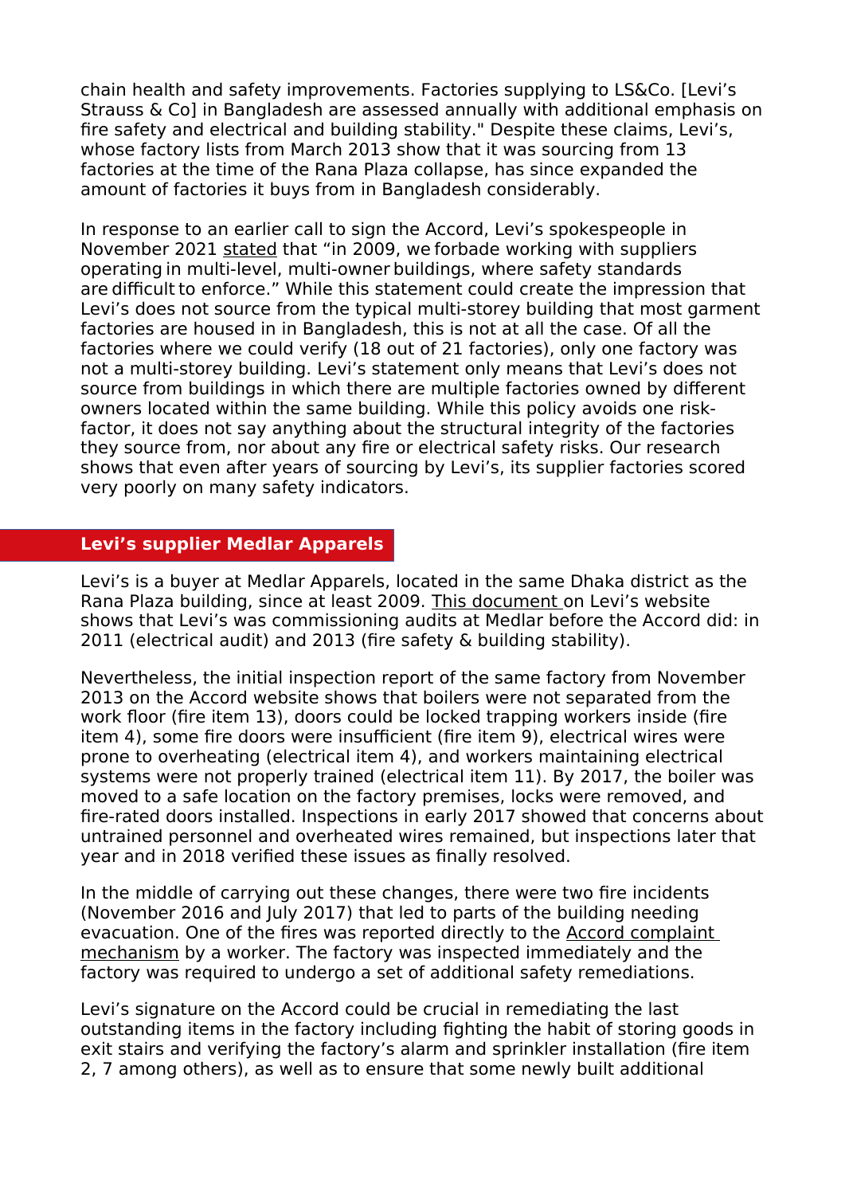chain health and safety improvements. Factories supplying to LS&Co. [Levi's Strauss & Co] in Bangladesh are assessed annually with additional emphasis on fire safety and electrical and building stability." Despite these claims, Levi's, whose factory lists from March 2013 show that it was sourcing from 13 factories at the time of the Rana Plaza collapse, has since expanded the amount of factories it buys from in Bangladesh considerably.

In response to an earlier call to sign the Accord, Levi's spokespeople in November 2021 stated that "in 2009, we forbade working with suppliers operating in multi-level, multi-owner buildings, where safety standards are difficult to enforce." While this statement could create the impression that Levi's does not source from the typical multi-storey building that most garment factories are housed in in Bangladesh, this is not at all the case. Of all the factories where we could verify (18 out of 21 factories), only one factory was not a multi-storey building. Levi's statement only means that Levi's does not source from buildings in which there are multiple factories owned by different owners located within the same building. While this policy avoids one risk-factor, it does not say anything about the structural integrity of the factories they source from, nor about any fire or electrical safety risks. Our research shows that even after years of sourcing by Levi's, its supplier factories scored very poorly on many safety indicators.

## Levi's supplier Medlar Apparels

Levi's is a buyer at Medlar Apparels, located in the same Dhaka district as the Rana Plaza building, since at least 2009. This document on Levi's website shows that Levi's was commissioning audits at Medlar before the Accord did: in 2011 (electrical audit) and 2013 (fire safety & building stability).

Nevertheless, the initial inspection report of the same factory from November 2013 on the Accord website shows that boilers were not separated from the work floor (fire item 13), doors could be locked trapping workers inside (fire item 4), some fire doors were insufficient (fire item 9), electrical wires were prone to overheating (electrical item 4), and workers maintaining electrical systems were not properly trained (electrical item 11). By 2017, the boiler was moved to a safe location on the factory premises, locks were removed, and fire-rated doors installed. Inspections in early 2017 showed that concerns about untrained personnel and overheated wires remained, but inspections later that year and in 2018 verified these issues as finally resolved.

In the middle of carrying out these changes, there were two fire incidents (November 2016 and July 2017) that led to parts of the building needing evacuation. One of the fires was reported directly to the Accord complaint mechanism by a worker. The factory was inspected immediately and the factory was required to undergo a set of additional safety remediations.

Levi's signature on the Accord could be crucial in remediating the last outstanding items in the factory including fighting the habit of storing goods in exit stairs and verifying the factory's alarm and sprinkler installation (fire item 2, 7 among others), as well as to ensure that some newly built additional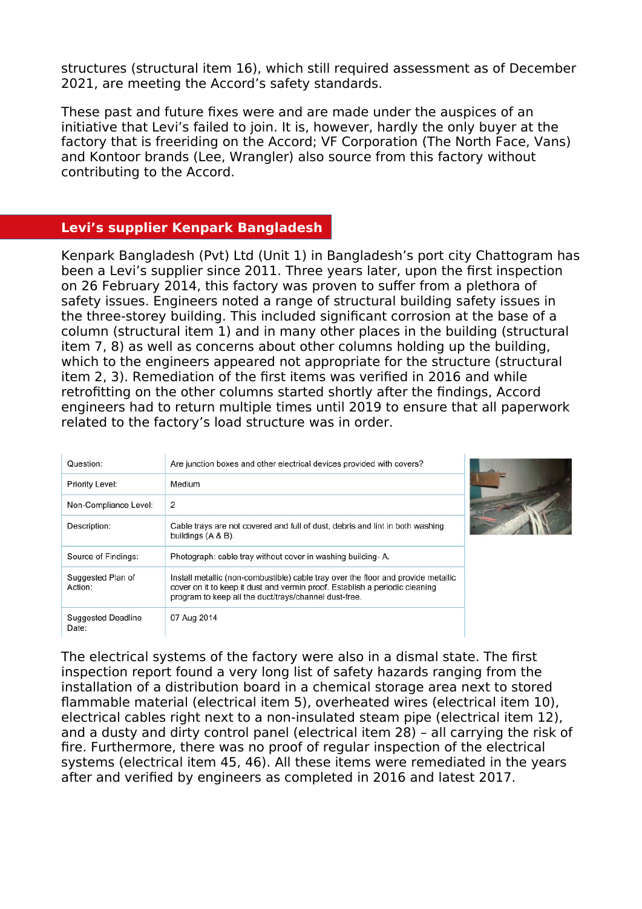structures (structural item 16), which still required assessment as of December 2021, are meeting the Accord's safety standards.

These past and future fixes were and are made under the auspices of an initiative that Levi's failed to join. It is, however, hardly the only buyer at the factory that is freeriding on the Accord; VF Corporation (The North Face, Vans) and Kontoor brands (Lee, Wrangler) also source from this factory without contributing to the Accord.

## Levi's supplier Kenpark Bangladesh

Kenpark Bangladesh (Pvt) Ltd (Unit 1) in Bangladesh's port city Chattogram has been a Levi's supplier since 2011. Three years later, upon the first inspection on 26 February 2014, this factory was proven to suffer from a plethora of safety issues. Engineers noted a range of structural building safety issues in the three-storey building. This included significant corrosion at the base of a column (structural item 1) and in many other places in the building (structural item 7, 8) as well as concerns about other columns holding up the building, which to the engineers appeared not appropriate for the structure (structural item 2, 3). Remediation of the first items was verified in 2016 and while retrofitting on the other columns started shortly after the findings, Accord engineers had to return multiple times until 2019 to ensure that all paperwork related to the factory's load structure was in order.

| Question: | Are junction boxes and other electrical devices provided with covers? |
|---|---|
| Priority Level: | Medium |
| Non-Compliance Level: | 2 |
| Description: | Cable trays are not covered and full of dust, debris and lint in both washing buildings (A & B). |
| Source of Findings: | Photograph: cable tray without cover in washing building- A. |
| Suggested Plan of Action: | Install metallic (non-combustible) cable tray over the floor and provide metallic cover on it to keep it dust and vermin proof. Establish a periodic cleaning program to keep all the duct/trays/channel dust-free. |
| Suggested Deadline Date: | 07 Aug 2014 |

The electrical systems of the factory were also in a dismal state. The first inspection report found a very long list of safety hazards ranging from the installation of a distribution board in a chemical storage area next to stored flammable material (electrical item 5), overheated wires (electrical item 10), electrical cables right next to a non-insulated steam pipe (electrical item 12), and a dusty and dirty control panel (electrical item 28) – all carrying the risk of fire. Furthermore, there was no proof of regular inspection of the electrical systems (electrical item 45, 46). All these items were remediated in the years after and verified by engineers as completed in 2016 and latest 2017.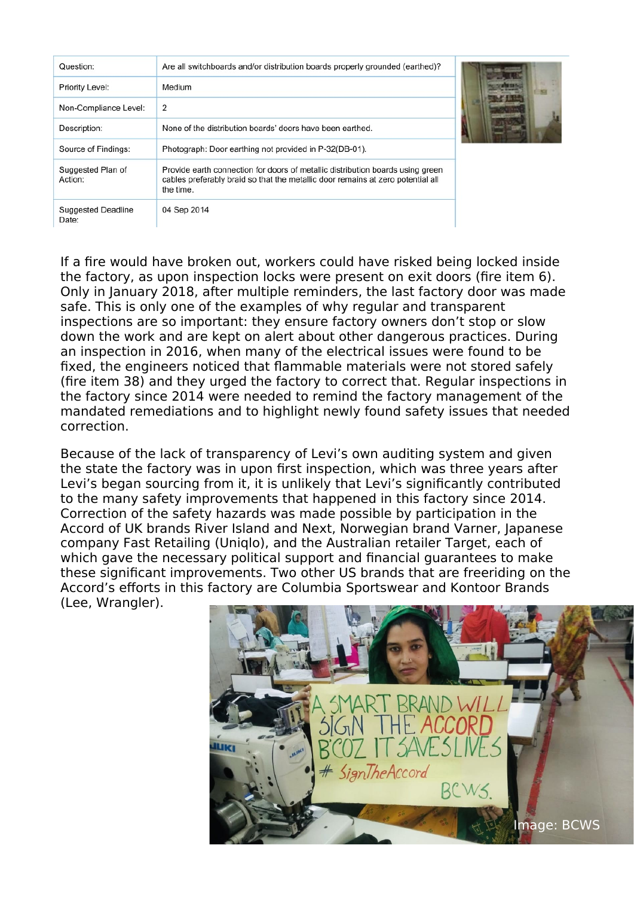| Question: | Are all switchboards and/or distribution boards properly grounded (earthed)? |
|---|---|
| Priority Level: | Medium |
| Non-Compliance Level: | 2 |
| Description: | None of the distribution boards' doors have been earthed. |
| Source of Findings: | Photograph: Door earthing not provided in P-32(DB-01). |
| Suggested Plan of Action: | Provide earth connection for doors of metallic distribution boards using green cables preferably braid so that the metallic door remains at zero potential all the time. |
| Suggested Deadline Date: | 04 Sep 2014 |

If a fire would have broken out, workers could have risked being locked inside the factory, as upon inspection locks were present on exit doors (fire item 6). Only in January 2018, after multiple reminders, the last factory door was made safe. This is only one of the examples of why regular and transparent inspections are so important: they ensure factory owners don't stop or slow down the work and are kept on alert about other dangerous practices. During an inspection in 2016, when many of the electrical issues were found to be fixed, the engineers noticed that flammable materials were not stored safely (fire item 38) and they urged the factory to correct that. Regular inspections in the factory since 2014 were needed to remind the factory management of the mandated remediations and to highlight newly found safety issues that needed correction.

Because of the lack of transparency of Levi's own auditing system and given the state the factory was in upon first inspection, which was three years after Levi's began sourcing from it, it is unlikely that Levi's significantly contributed to the many safety improvements that happened in this factory since 2014. Correction of the safety hazards was made possible by participation in the Accord of UK brands River Island and Next, Norwegian brand Varner, Japanese company Fast Retailing (Uniqlo), and the Australian retailer Target, each of which gave the necessary political support and financial guarantees to make these significant improvements. Two other US brands that are freeriding on the Accord's efforts in this factory are Columbia Sportswear and Kontoor Brands (Lee, Wrangler).

Image: BCWS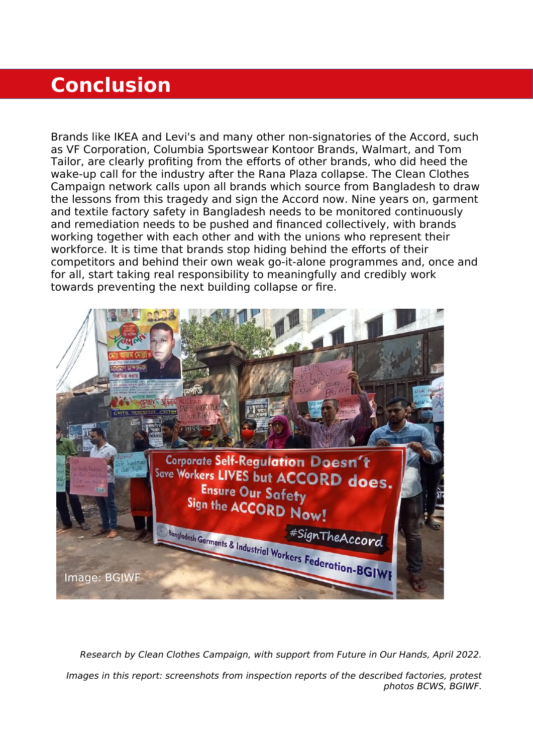# Conclusion

Brands like IKEA and Levi's and many other non-signatories of the Accord, such as VF Corporation, Columbia Sportswear Kontoor Brands, Walmart, and Tom Tailor, are clearly profiting from the efforts of other brands, who did heed the wake-up call for the industry after the Rana Plaza collapse. The Clean Clothes Campaign network calls upon all brands which source from Bangladesh to draw the lessons from this tragedy and sign the Accord now. Nine years on, garment and textile factory safety in Bangladesh needs to be monitored continuously and remediation needs to be pushed and financed collectively, with brands working together with each other and with the unions who represent their workforce. It is time that brands stop hiding behind the efforts of their competitors and behind their own weak go-it-alone programmes and, once and for all, start taking real responsibility to meaningfully and credibly work towards preventing the next building collapse or fire.

Image: BGIWF

*Research by Clean Clothes Campaign, with support from Future in Our Hands, April 2022.*

*Images in this report: screenshots from inspection reports of the described factories, protest photos BCWS, BGIWF.*